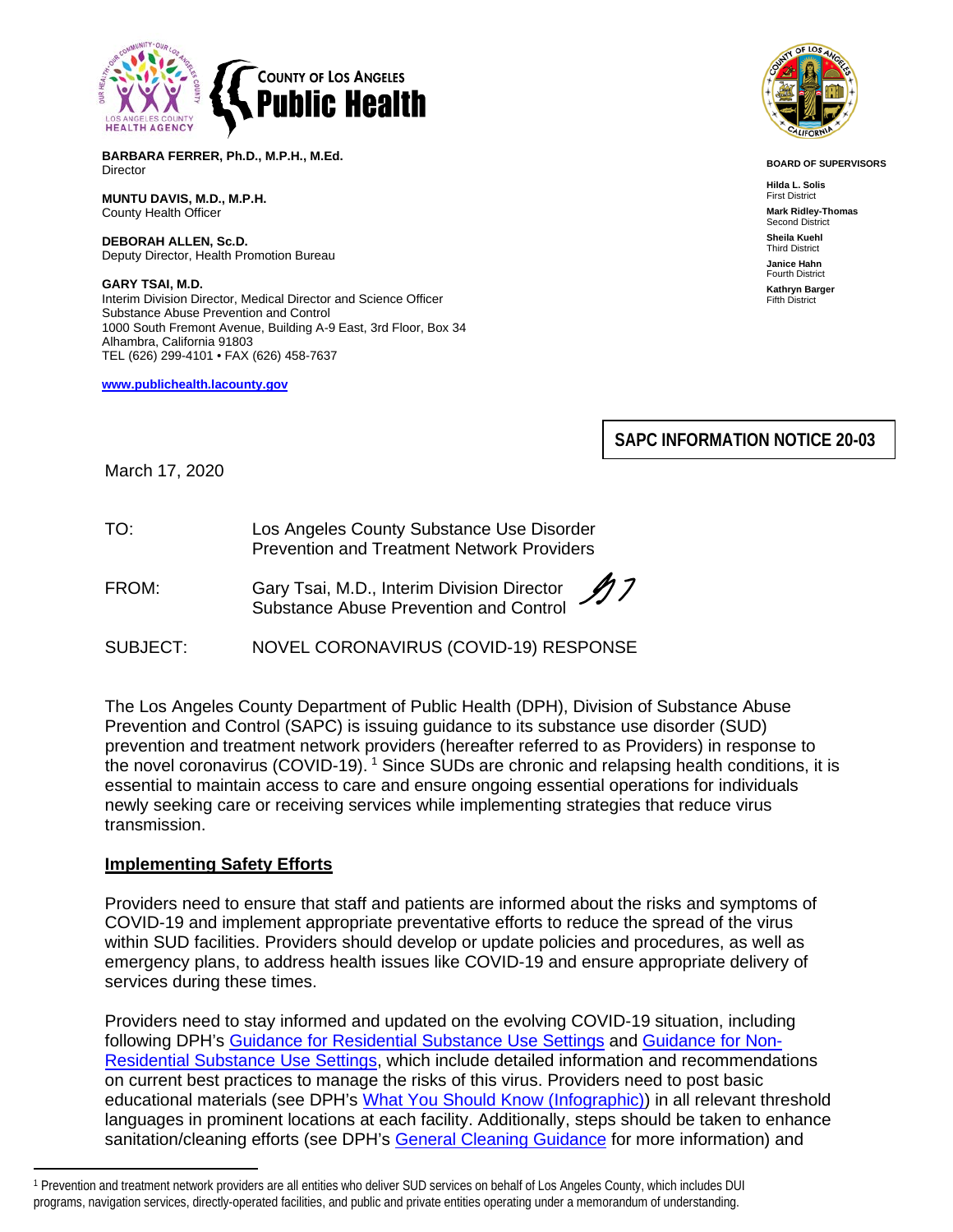COUNTY OF LOS ANGELES
**Public Health**

**BARBARA FERRER, Ph.D., M.P.H., M.Ed.**
Director

**MUNTU DAVIS, M.D., M.P.H.**
County Health Officer

**DEBORAH ALLEN, Sc.D.**
Deputy Director, Health Promotion Bureau

**GARY TSAI, M.D.**
Interim Division Director, Medical Director and Science Officer
Substance Abuse Prevention and Control
1000 South Fremont Avenue, Building A-9 East, 3rd Floor, Box 34
Alhambra, California 91803
TEL (626) 299-4101 • FAX (626) 458-7637

www.publichealth.lacounty.gov

**BOARD OF SUPERVISORS**

**Hilda L. Solis**
First District

**Mark Ridley-Thomas**
Second District

**Sheila Kuehl**
Third District

**Janice Hahn**
Fourth District

**Kathryn Barger**
Fifth District

**SAPC INFORMATION NOTICE 20-03**

March 17, 2020

TO: Los Angeles County Substance Use Disorder Prevention and Treatment Network Providers

FROM: Gary Tsai, M.D., Interim Division Director, Substance Abuse Prevention and Control

SUBJECT: NOVEL CORONAVIRUS (COVID-19) RESPONSE

The Los Angeles County Department of Public Health (DPH), Division of Substance Abuse Prevention and Control (SAPC) is issuing guidance to its substance use disorder (SUD) prevention and treatment network providers (hereafter referred to as Providers) in response to the novel coronavirus (COVID-19).[1] Since SUDs are chronic and relapsing health conditions, it is essential to maintain access to care and ensure ongoing essential operations for individuals newly seeking care or receiving services while implementing strategies that reduce virus transmission.

## Implementing Safety Efforts

Providers need to ensure that staff and patients are informed about the risks and symptoms of COVID-19 and implement appropriate preventative efforts to reduce the spread of the virus within SUD facilities. Providers should develop or update policies and procedures, as well as emergency plans, to address health issues like COVID-19 and ensure appropriate delivery of services during these times.

Providers need to stay informed and updated on the evolving COVID-19 situation, including following DPH's Guidance for Residential Substance Use Settings and Guidance for Non-Residential Substance Use Settings, which include detailed information and recommendations on current best practices to manage the risks of this virus. Providers need to post basic educational materials (see DPH's What You Should Know (Infographic)) in all relevant threshold languages in prominent locations at each facility. Additionally, steps should be taken to enhance sanitation/cleaning efforts (see DPH's General Cleaning Guidance for more information) and

[1] Prevention and treatment network providers are all entities who deliver SUD services on behalf of Los Angeles County, which includes DUI programs, navigation services, directly-operated facilities, and public and private entities operating under a memorandum of understanding.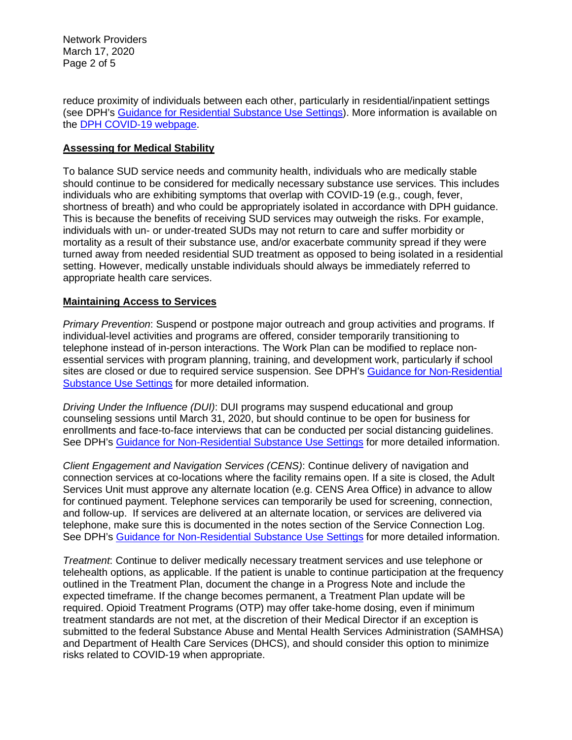reduce proximity of individuals between each other, particularly in residential/inpatient settings (see DPH's [Guidance for Residential Substance Use Settings](#)). More information is available on the [DPH COVID-19 webpage](#).

## **Assessing for Medical Stability**

To balance SUD service needs and community health, individuals who are medically stable should continue to be considered for medically necessary substance use services. This includes individuals who are exhibiting symptoms that overlap with COVID-19 (e.g., cough, fever, shortness of breath) and who could be appropriately isolated in accordance with DPH guidance. This is because the benefits of receiving SUD services may outweigh the risks. For example, individuals with un- or under-treated SUDs may not return to care and suffer morbidity or mortality as a result of their substance use, and/or exacerbate community spread if they were turned away from needed residential SUD treatment as opposed to being isolated in a residential setting. However, medically unstable individuals should always be immediately referred to appropriate health care services.

## **Maintaining Access to Services**

*Primary Prevention*: Suspend or postpone major outreach and group activities and programs. If individual-level activities and programs are offered, consider temporarily transitioning to telephone instead of in-person interactions. The Work Plan can be modified to replace non-essential services with program planning, training, and development work, particularly if school sites are closed or due to required service suspension. See DPH's [Guidance for Non-Residential Substance Use Settings](#) for more detailed information.

*Driving Under the Influence (DUI)*: DUI programs may suspend educational and group counseling sessions until March 31, 2020, but should continue to be open for business for enrollments and face-to-face interviews that can be conducted per social distancing guidelines. See DPH's [Guidance for Non-Residential Substance Use Settings](#) for more detailed information.

*Client Engagement and Navigation Services (CENS)*: Continue delivery of navigation and connection services at co-locations where the facility remains open. If a site is closed, the Adult Services Unit must approve any alternate location (e.g. CENS Area Office) in advance to allow for continued payment. Telephone services can temporarily be used for screening, connection, and follow-up. If services are delivered at an alternate location, or services are delivered via telephone, make sure this is documented in the notes section of the Service Connection Log. See DPH's [Guidance for Non-Residential Substance Use Settings](#) for more detailed information.

*Treatment*: Continue to deliver medically necessary treatment services and use telephone or telehealth options, as applicable. If the patient is unable to continue participation at the frequency outlined in the Treatment Plan, document the change in a Progress Note and include the expected timeframe. If the change becomes permanent, a Treatment Plan update will be required. Opioid Treatment Programs (OTP) may offer take-home dosing, even if minimum treatment standards are not met, at the discretion of their Medical Director if an exception is submitted to the federal Substance Abuse and Mental Health Services Administration (SAMHSA) and Department of Health Care Services (DHCS), and should consider this option to minimize risks related to COVID-19 when appropriate.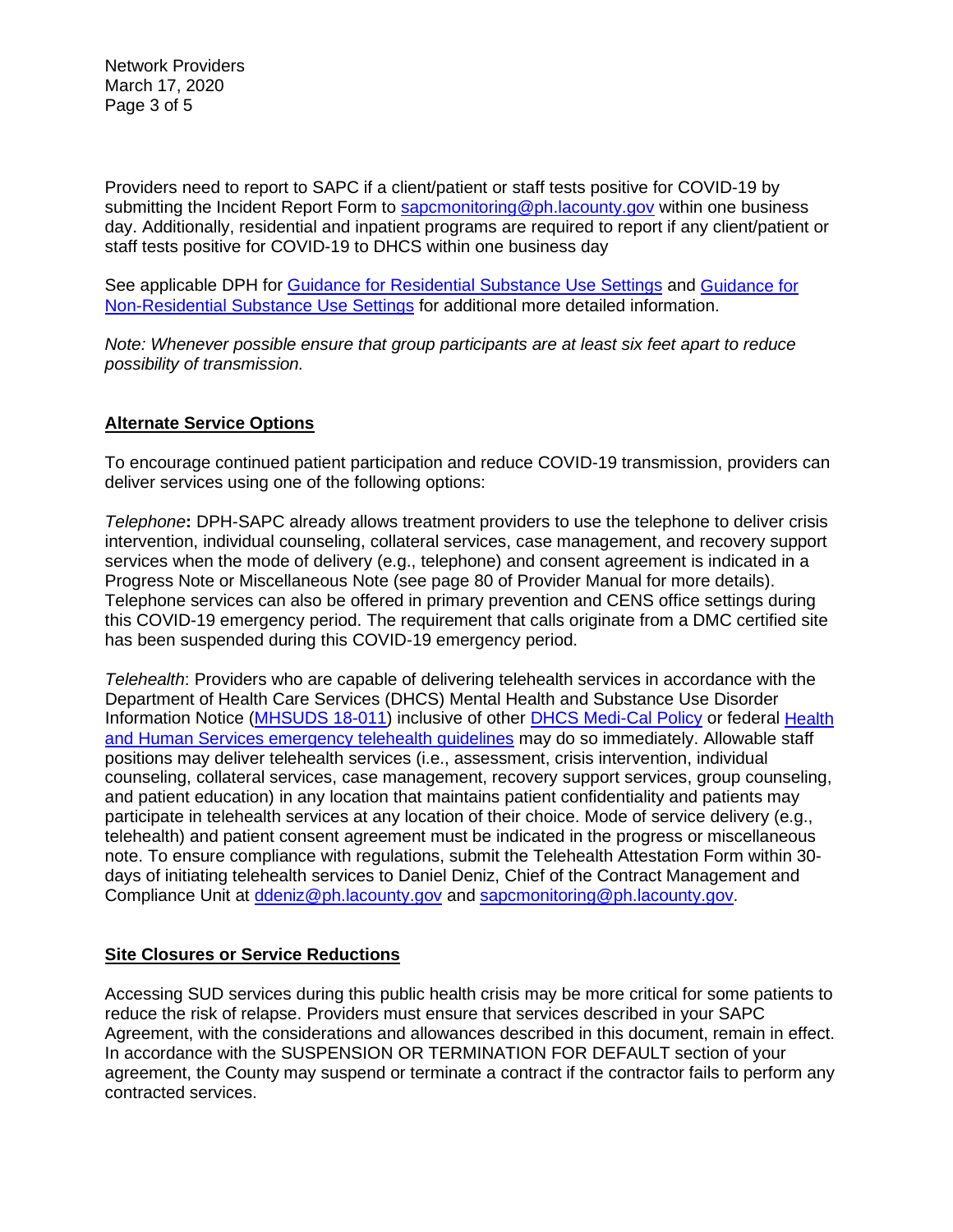Providers need to report to SAPC if a client/patient or staff tests positive for COVID-19 by submitting the Incident Report Form to [sapcmonitoring@ph.lacounty.gov](mailto:sapcmonitoring@ph.lacounty.gov) within one business day. Additionally, residential and inpatient programs are required to report if any client/patient or staff tests positive for COVID-19 to DHCS within one business day

See applicable DPH for [Guidance for Residential Substance Use Settings]() and [Guidance for Non-Residential Substance Use Settings]() for additional more detailed information.

*Note: Whenever possible ensure that group participants are at least six feet apart to reduce possibility of transmission.*

## Alternate Service Options

To encourage continued patient participation and reduce COVID-19 transmission, providers can deliver services using one of the following options:

*Telephone*: DPH-SAPC already allows treatment providers to use the telephone to deliver crisis intervention, individual counseling, collateral services, case management, and recovery support services when the mode of delivery (e.g., telephone) and consent agreement is indicated in a Progress Note or Miscellaneous Note (see page 80 of Provider Manual for more details). Telephone services can also be offered in primary prevention and CENS office settings during this COVID-19 emergency period. The requirement that calls originate from a DMC certified site has been suspended during this COVID-19 emergency period.

*Telehealth*: Providers who are capable of delivering telehealth services in accordance with the Department of Health Care Services (DHCS) Mental Health and Substance Use Disorder Information Notice ([MHSUDS 18-011]()) inclusive of other [DHCS Medi-Cal Policy]() or federal [Health and Human Services emergency telehealth guidelines]() may do so immediately. Allowable staff positions may deliver telehealth services (i.e., assessment, crisis intervention, individual counseling, collateral services, case management, recovery support services, group counseling, and patient education) in any location that maintains patient confidentiality and patients may participate in telehealth services at any location of their choice. Mode of service delivery (e.g., telehealth) and patient consent agreement must be indicated in the progress or miscellaneous note. To ensure compliance with regulations, submit the Telehealth Attestation Form within 30-days of initiating telehealth services to Daniel Deniz, Chief of the Contract Management and Compliance Unit at [ddeniz@ph.lacounty.gov](mailto:ddeniz@ph.lacounty.gov) and [sapcmonitoring@ph.lacounty.gov](mailto:sapcmonitoring@ph.lacounty.gov).

## Site Closures or Service Reductions

Accessing SUD services during this public health crisis may be more critical for some patients to reduce the risk of relapse. Providers must ensure that services described in your SAPC Agreement, with the considerations and allowances described in this document, remain in effect. In accordance with the SUSPENSION OR TERMINATION FOR DEFAULT section of your agreement, the County may suspend or terminate a contract if the contractor fails to perform any contracted services.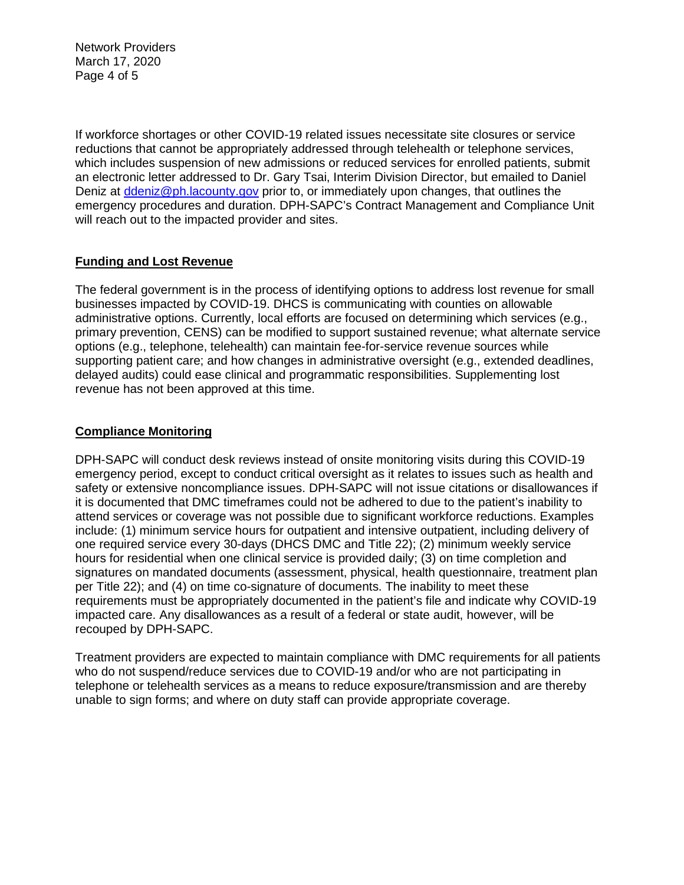If workforce shortages or other COVID-19 related issues necessitate site closures or service reductions that cannot be appropriately addressed through telehealth or telephone services, which includes suspension of new admissions or reduced services for enrolled patients, submit an electronic letter addressed to Dr. Gary Tsai, Interim Division Director, but emailed to Daniel Deniz at [ddeniz@ph.lacounty.gov](mailto:ddeniz@ph.lacounty.gov) prior to, or immediately upon changes, that outlines the emergency procedures and duration. DPH-SAPC's Contract Management and Compliance Unit will reach out to the impacted provider and sites.

## Funding and Lost Revenue

The federal government is in the process of identifying options to address lost revenue for small businesses impacted by COVID-19. DHCS is communicating with counties on allowable administrative options. Currently, local efforts are focused on determining which services (e.g., primary prevention, CENS) can be modified to support sustained revenue; what alternate service options (e.g., telephone, telehealth) can maintain fee-for-service revenue sources while supporting patient care; and how changes in administrative oversight (e.g., extended deadlines, delayed audits) could ease clinical and programmatic responsibilities. Supplementing lost revenue has not been approved at this time.

## Compliance Monitoring

DPH-SAPC will conduct desk reviews instead of onsite monitoring visits during this COVID-19 emergency period, except to conduct critical oversight as it relates to issues such as health and safety or extensive noncompliance issues. DPH-SAPC will not issue citations or disallowances if it is documented that DMC timeframes could not be adhered to due to the patient's inability to attend services or coverage was not possible due to significant workforce reductions. Examples include: (1) minimum service hours for outpatient and intensive outpatient, including delivery of one required service every 30-days (DHCS DMC and Title 22); (2) minimum weekly service hours for residential when one clinical service is provided daily; (3) on time completion and signatures on mandated documents (assessment, physical, health questionnaire, treatment plan per Title 22); and (4) on time co-signature of documents. The inability to meet these requirements must be appropriately documented in the patient's file and indicate why COVID-19 impacted care. Any disallowances as a result of a federal or state audit, however, will be recouped by DPH-SAPC.

Treatment providers are expected to maintain compliance with DMC requirements for all patients who do not suspend/reduce services due to COVID-19 and/or who are not participating in telephone or telehealth services as a means to reduce exposure/transmission and are thereby unable to sign forms; and where on duty staff can provide appropriate coverage.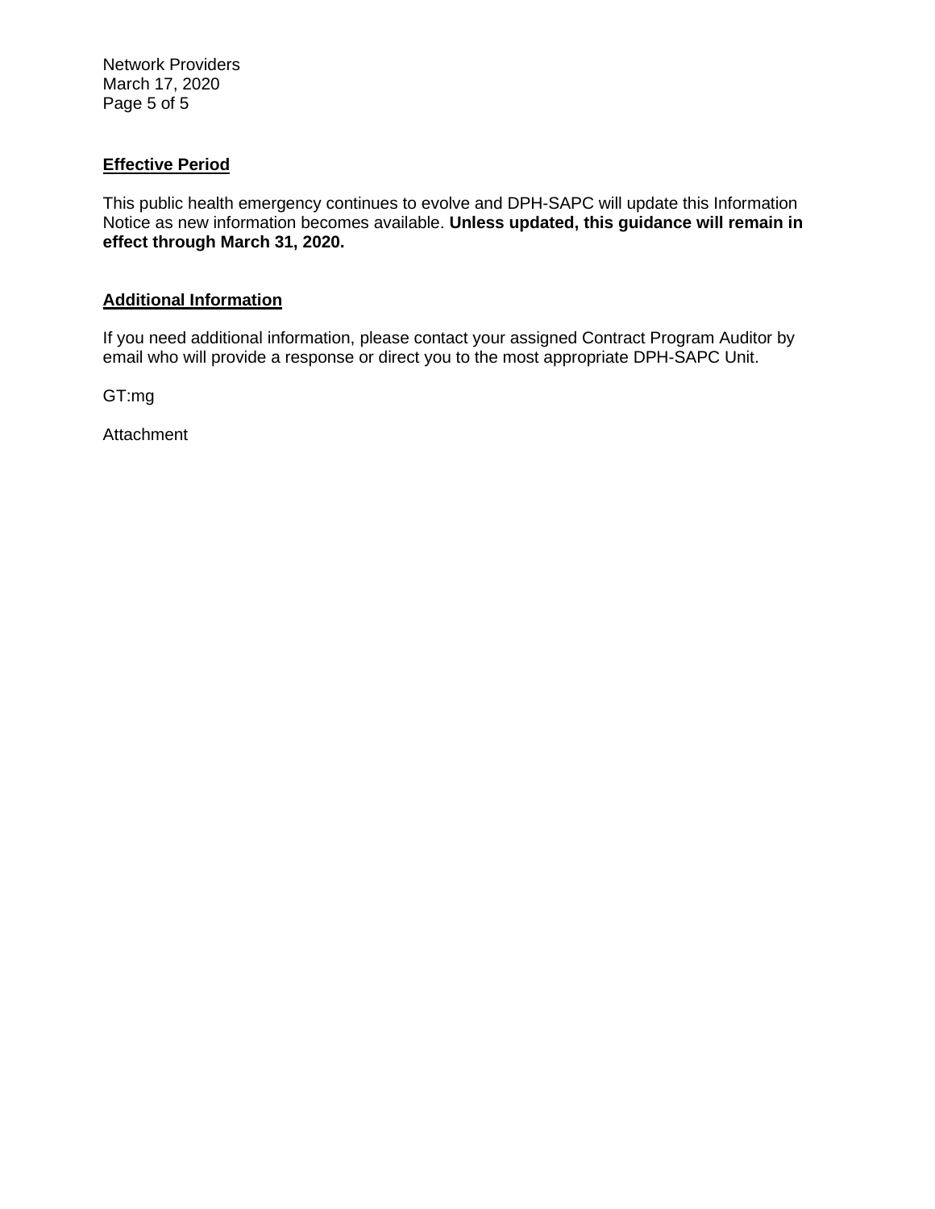## Effective Period

This public health emergency continues to evolve and DPH-SAPC will update this Information Notice as new information becomes available. **Unless updated, this guidance will remain in effect through March 31, 2020.**

## Additional Information

If you need additional information, please contact your assigned Contract Program Auditor by email who will provide a response or direct you to the most appropriate DPH-SAPC Unit.

GT:mg

Attachment